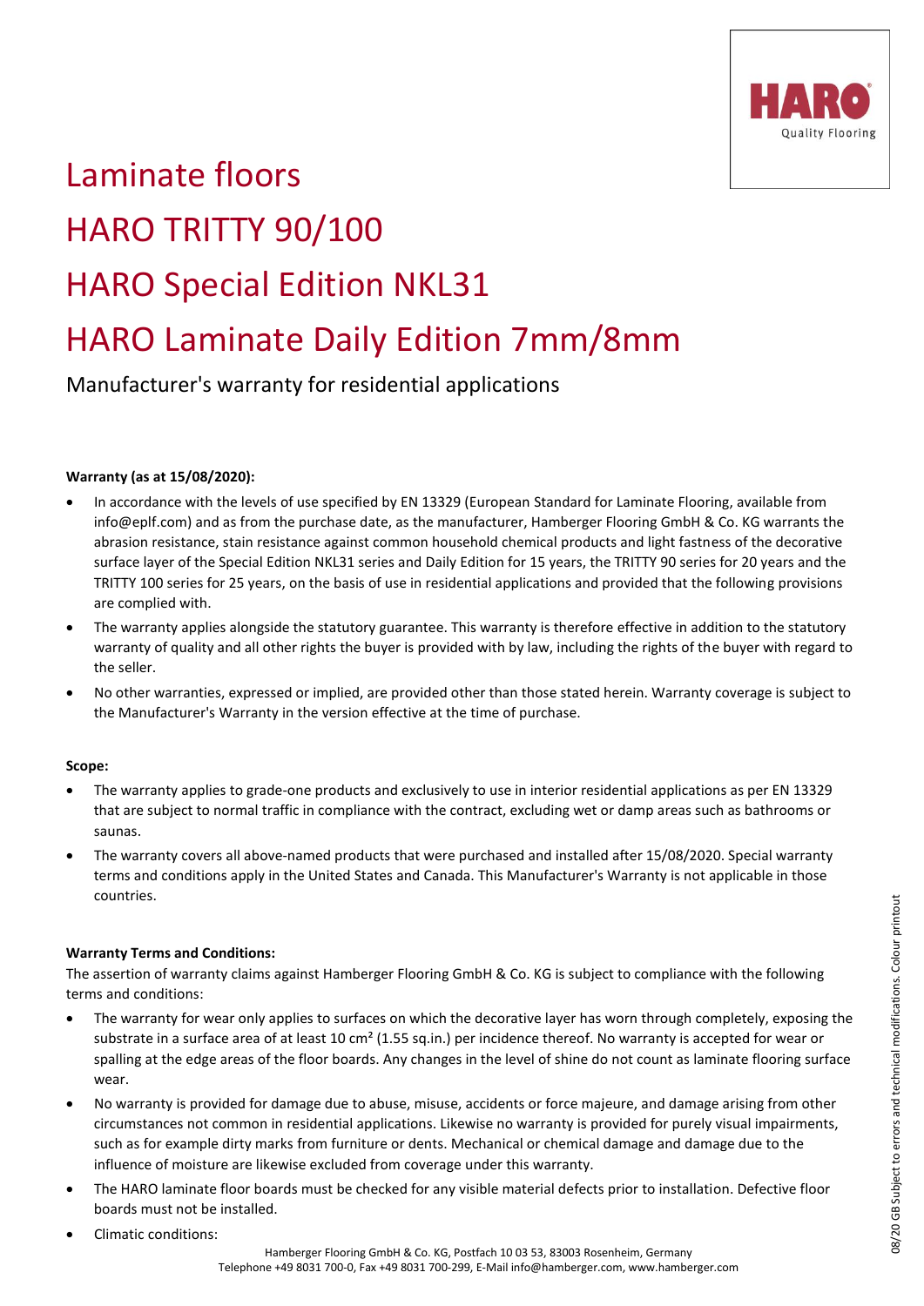# Laminate floors

# HARO TRITTY 90/100

# HARO Special Edition NKL31

# HARO Laminate Daily Edition 7mm/8mm

Manufacturer's warranty for residential applications

**Warranty (as at 15/08/2020):**

- In accordance with the levels of use specified by EN 13329 (European Standard for Laminate Flooring, available from info@eplf.com) and as from the purchase date, as the manufacturer, Hamberger Flooring GmbH & Co. KG warrants the abrasion resistance, stain resistance against common household chemical products and light fastness of the decorative surface layer of the Special Edition NKL31 series and Daily Edition for 15 years, the TRITTY 90 series for 20 years and the TRITTY 100 series for 25 years, on the basis of use in residential applications and provided that the following provisions are complied with.
- The warranty applies alongside the statutory guarantee. This warranty is therefore effective in addition to the statutory warranty of quality and all other rights the buyer is provided with by law, including the rights of the buyer with regard to the seller.
- No other warranties, expressed or implied, are provided other than those stated herein. Warranty coverage is subject to the Manufacturer's Warranty in the version effective at the time of purchase.

**Scope:**

- The warranty applies to grade-one products and exclusively to use in interior residential applications as per EN 13329 that are subject to normal traffic in compliance with the contract, excluding wet or damp areas such as bathrooms or saunas.
- The warranty covers all above-named products that were purchased and installed after 15/08/2020. Special warranty terms and conditions apply in the United States and Canada. This Manufacturer's Warranty is not applicable in those countries.

**Warranty Terms and Conditions:**

The assertion of warranty claims against Hamberger Flooring GmbH & Co. KG is subject to compliance with the following terms and conditions:

- The warranty for wear only applies to surfaces on which the decorative layer has worn through completely, exposing the substrate in a surface area of at least 10 cm² (1.55 sq.in.) per incidence thereof. No warranty is accepted for wear or spalling at the edge areas of the floor boards. Any changes in the level of shine do not count as laminate flooring surface wear.
- No warranty is provided for damage due to abuse, misuse, accidents or force majeure, and damage arising from other circumstances not common in residential applications. Likewise no warranty is provided for purely visual impairments, such as for example dirty marks from furniture or dents. Mechanical or chemical damage and damage due to the influence of moisture are likewise excluded from coverage under this warranty.
- The HARO laminate floor boards must be checked for any visible material defects prior to installation. Defective floor boards must not be installed.
- Climatic conditions: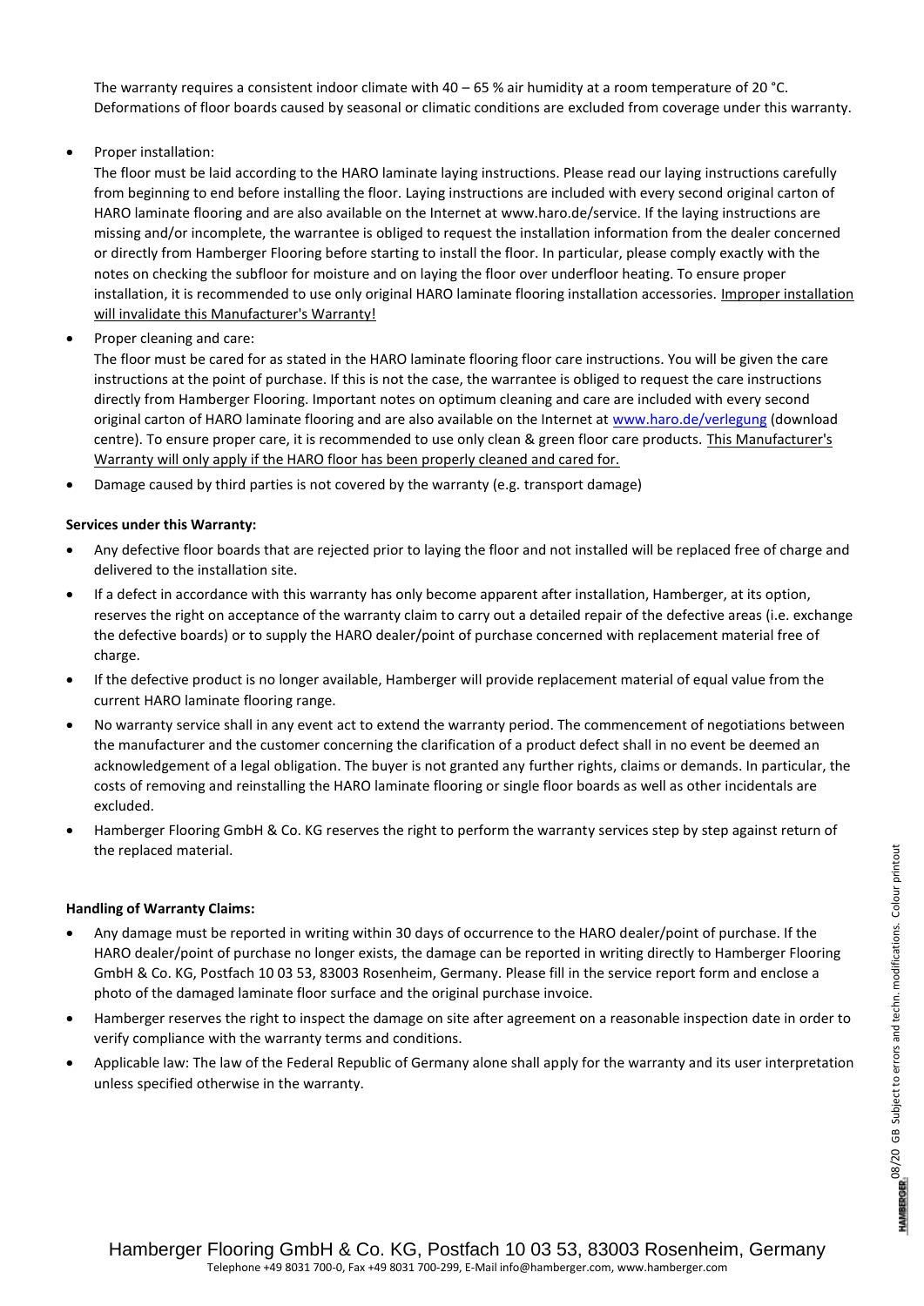The warranty requires a consistent indoor climate with 40 – 65 % air humidity at a room temperature of 20 °C. Deformations of floor boards caused by seasonal or climatic conditions are excluded from coverage under this warranty.

- Proper installation:
  The floor must be laid according to the HARO laminate laying instructions. Please read our laying instructions carefully from beginning to end before installing the floor. Laying instructions are included with every second original carton of HARO laminate flooring and are also available on the Internet at www.haro.de/service. If the laying instructions are missing and/or incomplete, the warrantee is obliged to request the installation information from the dealer concerned or directly from Hamberger Flooring before starting to install the floor. In particular, please comply exactly with the notes on checking the subfloor for moisture and on laying the floor over underfloor heating. To ensure proper installation, it is recommended to use only original HARO laminate flooring installation accessories. Improper installation will invalidate this Manufacturer's Warranty!
- Proper cleaning and care:
  The floor must be cared for as stated in the HARO laminate flooring floor care instructions. You will be given the care instructions at the point of purchase. If this is not the case, the warrantee is obliged to request the care instructions directly from Hamberger Flooring. Important notes on optimum cleaning and care are included with every second original carton of HARO laminate flooring and are also available on the Internet at www.haro.de/verlegung (download centre). To ensure proper care, it is recommended to use only clean & green floor care products. This Manufacturer's Warranty will only apply if the HARO floor has been properly cleaned and cared for.
- Damage caused by third parties is not covered by the warranty (e.g. transport damage)

**Services under this Warranty:**

- Any defective floor boards that are rejected prior to laying the floor and not installed will be replaced free of charge and delivered to the installation site.
- If a defect in accordance with this warranty has only become apparent after installation, Hamberger, at its option, reserves the right on acceptance of the warranty claim to carry out a detailed repair of the defective areas (i.e. exchange the defective boards) or to supply the HARO dealer/point of purchase concerned with replacement material free of charge.
- If the defective product is no longer available, Hamberger will provide replacement material of equal value from the current HARO laminate flooring range.
- No warranty service shall in any event act to extend the warranty period. The commencement of negotiations between the manufacturer and the customer concerning the clarification of a product defect shall in no event be deemed an acknowledgement of a legal obligation. The buyer is not granted any further rights, claims or demands. In particular, the costs of removing and reinstalling the HARO laminate flooring or single floor boards as well as other incidentals are excluded.
- Hamberger Flooring GmbH & Co. KG reserves the right to perform the warranty services step by step against return of the replaced material.

**Handling of Warranty Claims:**

- Any damage must be reported in writing within 30 days of occurrence to the HARO dealer/point of purchase. If the HARO dealer/point of purchase no longer exists, the damage can be reported in writing directly to Hamberger Flooring GmbH & Co. KG, Postfach 10 03 53, 83003 Rosenheim, Germany. Please fill in the service report form and enclose a photo of the damaged laminate floor surface and the original purchase invoice.
- Hamberger reserves the right to inspect the damage on site after agreement on a reasonable inspection date in order to verify compliance with the warranty terms and conditions.
- Applicable law: The law of the Federal Republic of Germany alone shall apply for the warranty and its user interpretation unless specified otherwise in the warranty.

Hamberger Flooring GmbH & Co. KG, Postfach 10 03 53, 83003 Rosenheim, Germany
Telephone +49 8031 700-0, Fax +49 8031 700-299, E-Mail info@hamberger.com, www.hamberger.com

HAMBERGER 08/20 GB Subject to errors and techn. modifications. Colour printout